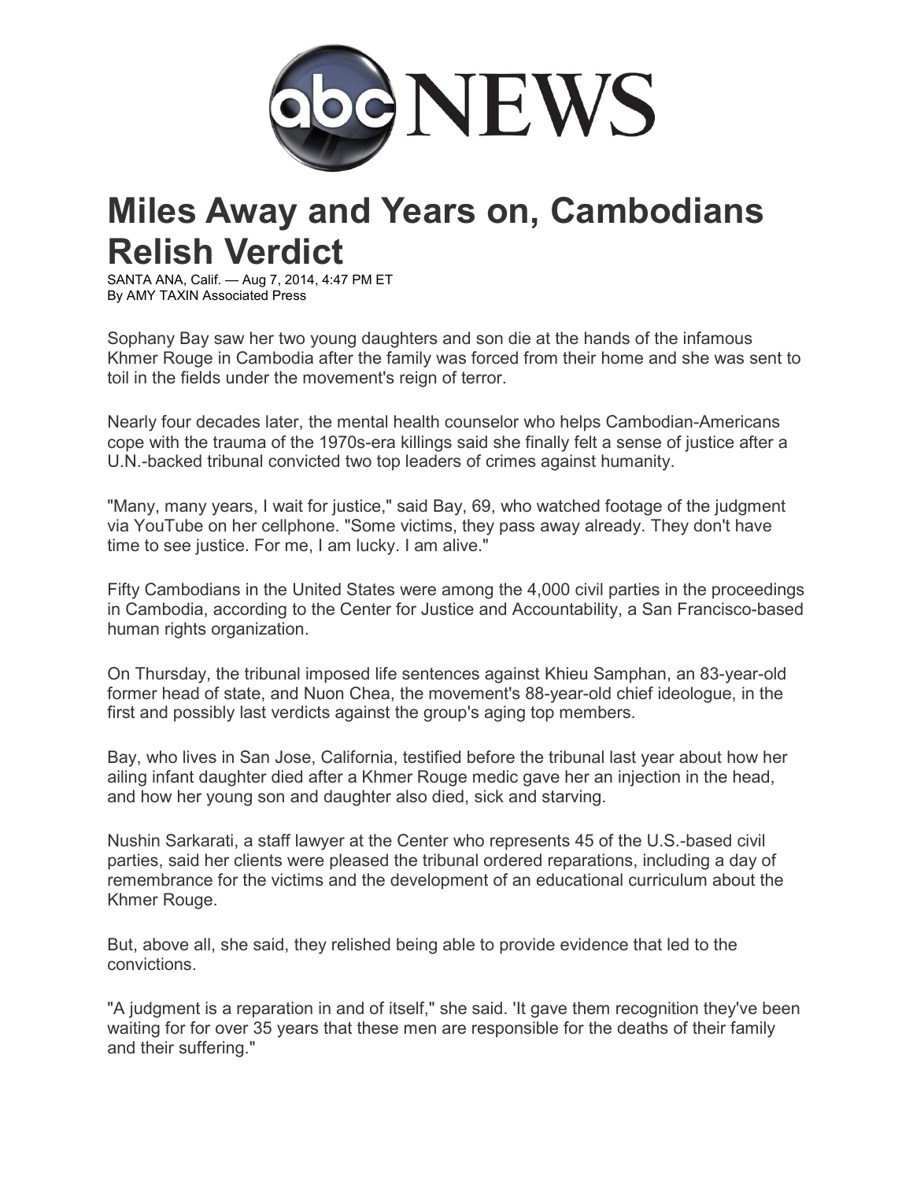abc NEWS

# Miles Away and Years on, Cambodians Relish Verdict

SANTA ANA, Calif. — Aug 7, 2014, 4:47 PM ET
By AMY TAXIN Associated Press

Sophany Bay saw her two young daughters and son die at the hands of the infamous Khmer Rouge in Cambodia after the family was forced from their home and she was sent to toil in the fields under the movement's reign of terror.

Nearly four decades later, the mental health counselor who helps Cambodian-Americans cope with the trauma of the 1970s-era killings said she finally felt a sense of justice after a U.N.-backed tribunal convicted two top leaders of crimes against humanity.

"Many, many years, I wait for justice," said Bay, 69, who watched footage of the judgment via YouTube on her cellphone. "Some victims, they pass away already. They don't have time to see justice. For me, I am lucky. I am alive."

Fifty Cambodians in the United States were among the 4,000 civil parties in the proceedings in Cambodia, according to the Center for Justice and Accountability, a San Francisco-based human rights organization.

On Thursday, the tribunal imposed life sentences against Khieu Samphan, an 83-year-old former head of state, and Nuon Chea, the movement's 88-year-old chief ideologue, in the first and possibly last verdicts against the group's aging top members.

Bay, who lives in San Jose, California, testified before the tribunal last year about how her ailing infant daughter died after a Khmer Rouge medic gave her an injection in the head, and how her young son and daughter also died, sick and starving.

Nushin Sarkarati, a staff lawyer at the Center who represents 45 of the U.S.-based civil parties, said her clients were pleased the tribunal ordered reparations, including a day of remembrance for the victims and the development of an educational curriculum about the Khmer Rouge.

But, above all, she said, they relished being able to provide evidence that led to the convictions.

"A judgment is a reparation in and of itself," she said. 'It gave them recognition they've been waiting for for over 35 years that these men are responsible for the deaths of their family and their suffering."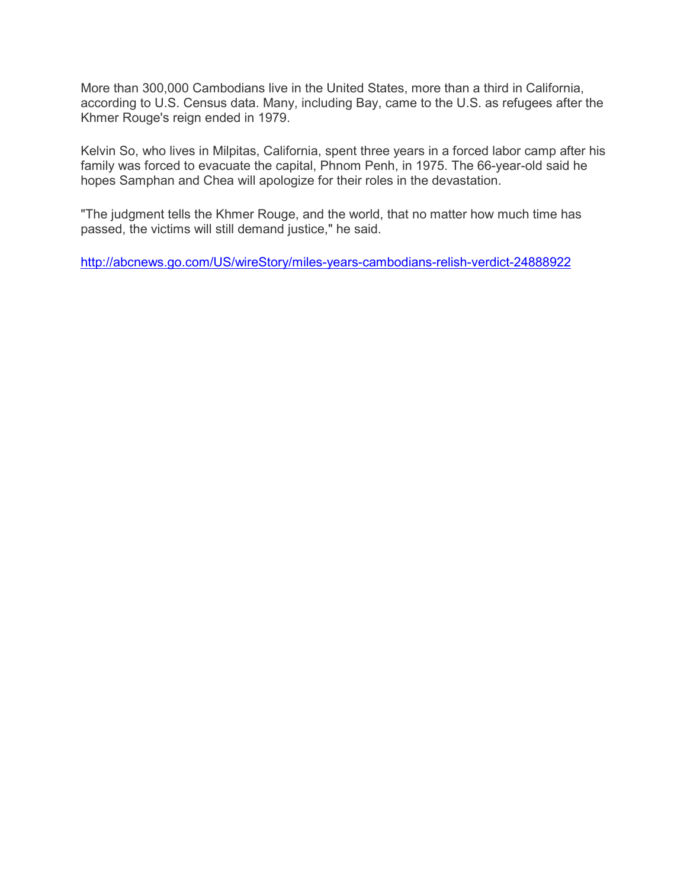More than 300,000 Cambodians live in the United States, more than a third in California, according to U.S. Census data. Many, including Bay, came to the U.S. as refugees after the Khmer Rouge's reign ended in 1979.

Kelvin So, who lives in Milpitas, California, spent three years in a forced labor camp after his family was forced to evacuate the capital, Phnom Penh, in 1975. The 66-year-old said he hopes Samphan and Chea will apologize for their roles in the devastation.

"The judgment tells the Khmer Rouge, and the world, that no matter how much time has passed, the victims will still demand justice," he said.

http://abcnews.go.com/US/wireStory/miles-years-cambodians-relish-verdict-24888922